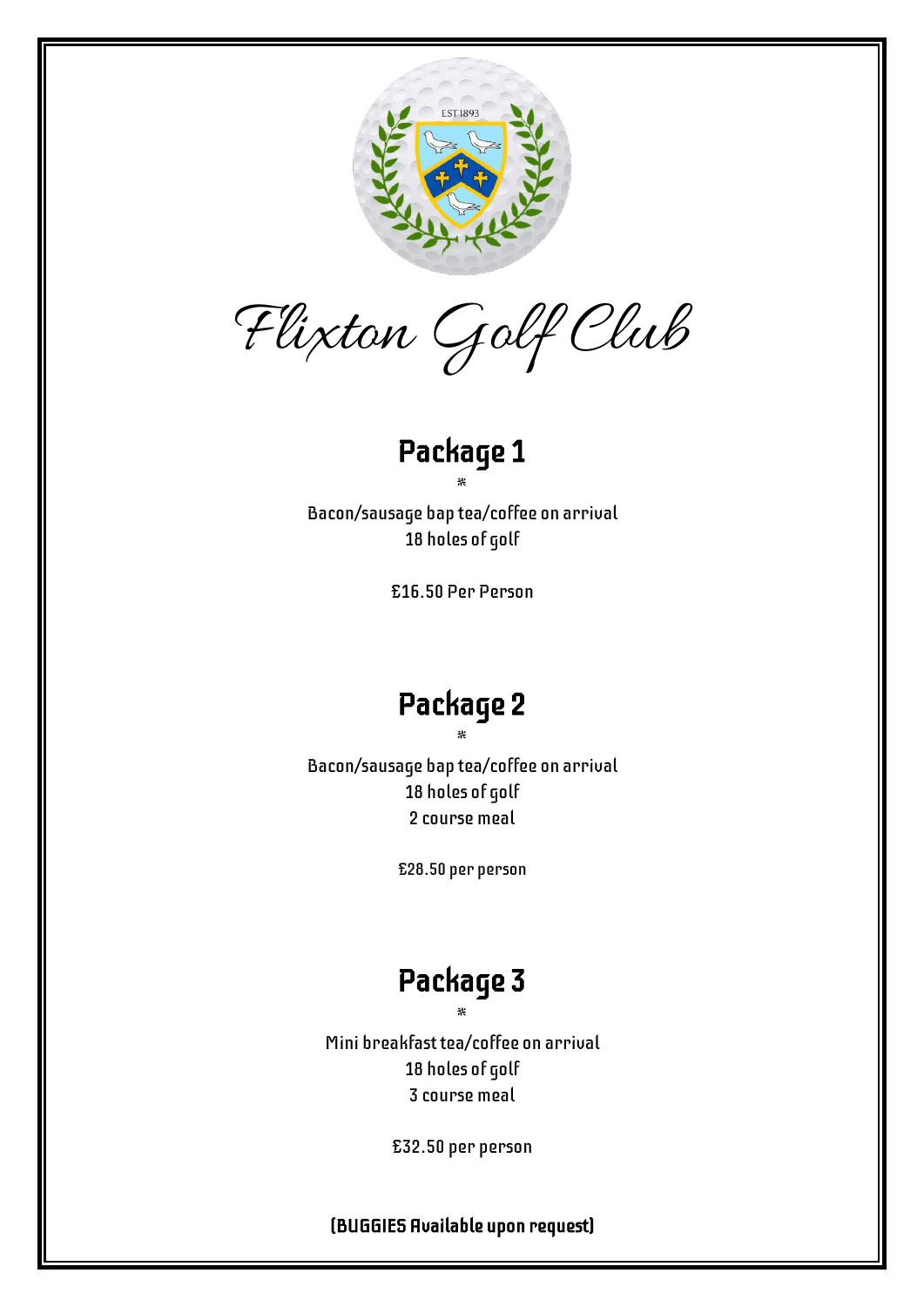EST 1893

# Flixton Golf Club

## Package 1

⁂

Bacon/sausage bap tea/coffee on arrival
18 holes of golf

£16.50 Per Person

## Package 2

⁂

Bacon/sausage bap tea/coffee on arrival
18 holes of golf
2 course meal

£28.50 per person

## Package 3

⁂

Mini breakfast tea/coffee on arrival
18 holes of golf
3 course meal

£32.50 per person

**(BUGGIES Available upon request)**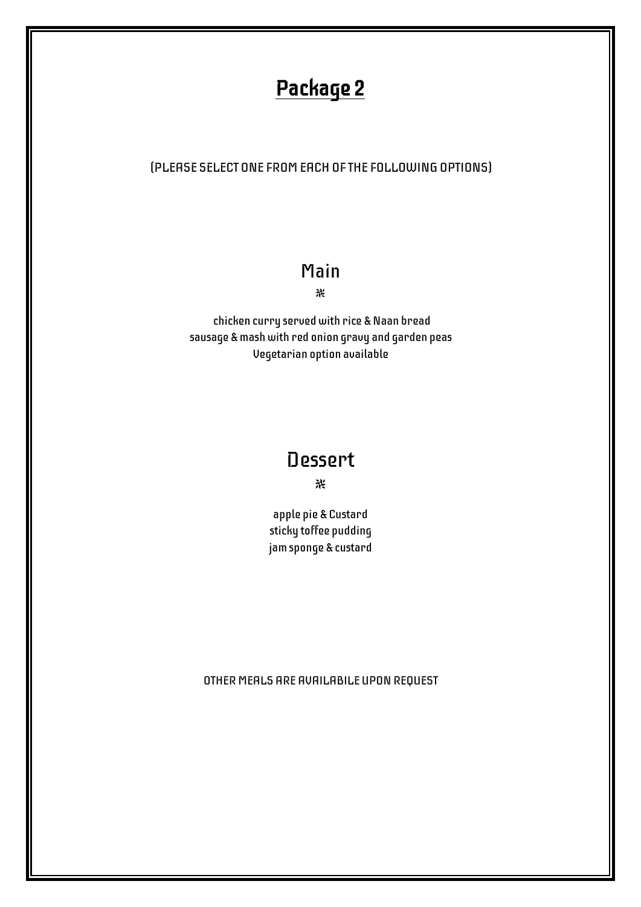# Package 2

(PLEASE SELECT ONE FROM EACH OF THE FOLLOWING OPTIONS)

## Main

჻

chicken curry served with rice & Naan bread
sausage & mash with red onion gravy and garden peas
Vegetarian option available

## Dessert

჻

apple pie & Custard
sticky toffee pudding
jam sponge & custard

OTHER MEALS ARE AVAILABILE UPON REQUEST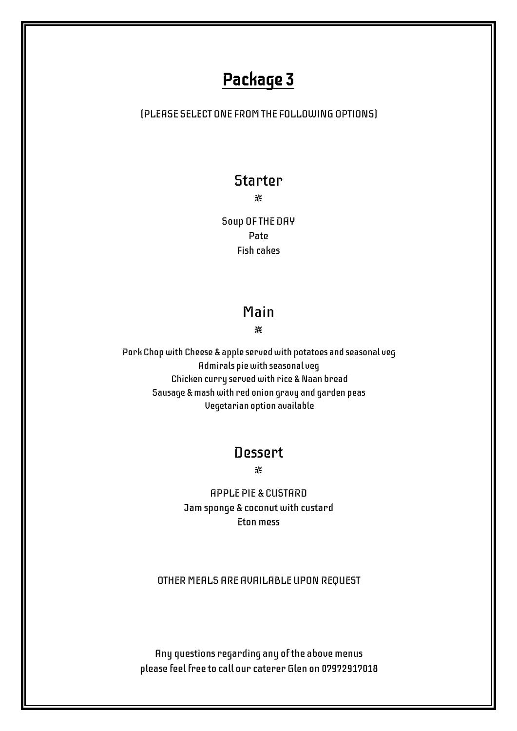# Package 3

(PLEASE SELECT ONE FROM THE FOLLOWING OPTIONS)

## Starter

※

Soup OF THE DAY
Pate
Fish cakes

## Main

※

Pork Chop with Cheese & apple served with potatoes and seasonal veg
Admirals pie with seasonal veg
Chicken curry served with rice & Naan bread
Sausage & mash with red onion gravy and garden peas
Vegetarian option available

## Dessert

※

APPLE PIE & CUSTARD
Jam sponge & coconut with custard
Eton mess

OTHER MEALS ARE AVAILABLE UPON REQUEST

Any questions regarding any of the above menus
please feel free to call our caterer Glen on 07972917018